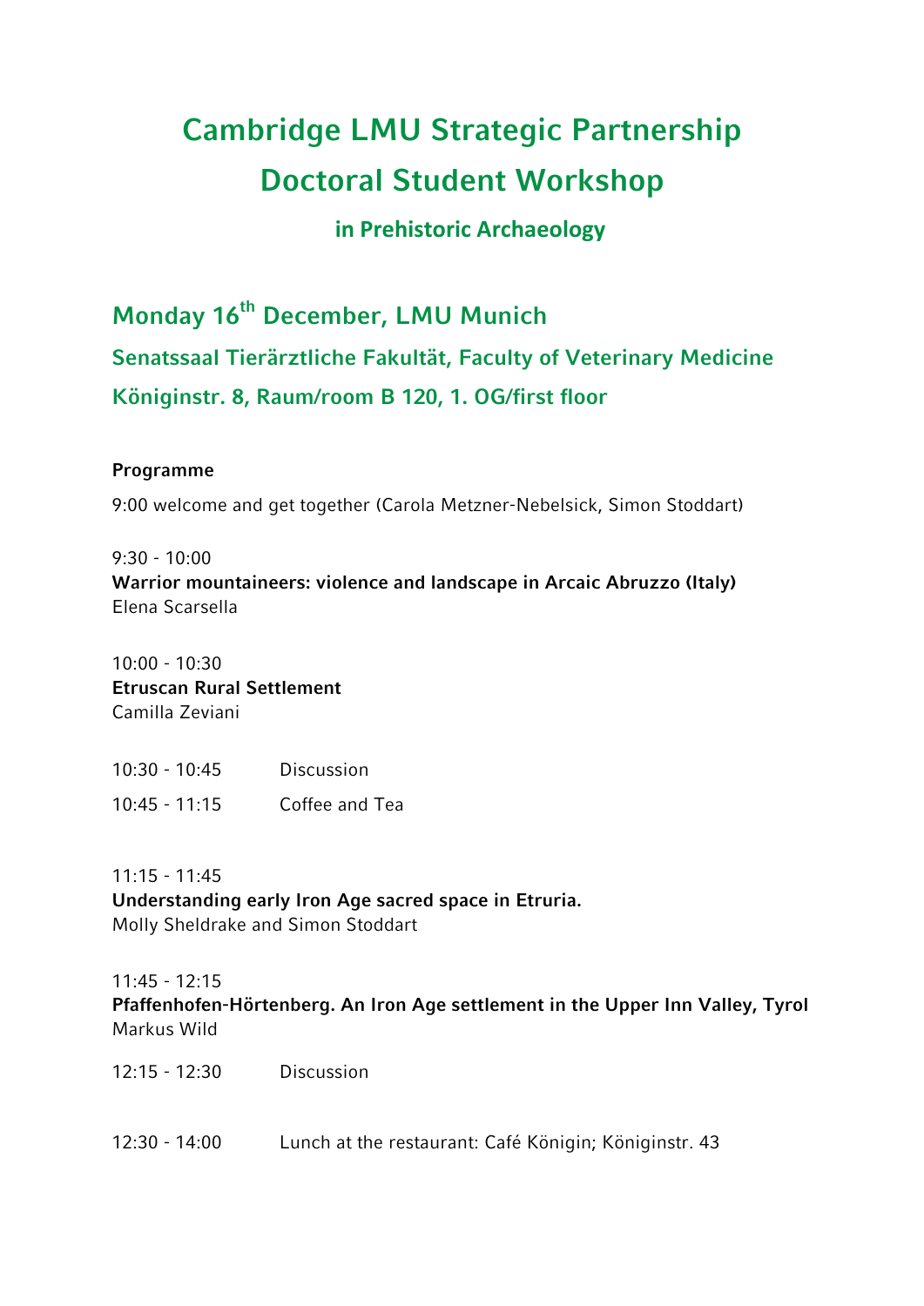# Cambridge LMU Strategic Partnership
# Doctoral Student Workshop

### in Prehistoric Archaeology

## Monday 16th December, LMU Munich

### Senatssaal Tierärztliche Fakultät, Faculty of Veterinary Medicine

### Königinstr. 8, Raum/room B 120, 1. OG/first floor

**Programme**

9:00 welcome and get together (Carola Metzner-Nebelsick, Simon Stoddart)

9:30 - 10:00
**Warrior mountaineers: violence and landscape in Arcaic Abruzzo (Italy)**
Elena Scarsella

10:00 - 10:30
**Etruscan Rural Settlement**
Camilla Zeviani

10:30 - 10:45 Discussion

10:45 - 11:15 Coffee and Tea

11:15 - 11:45
**Understanding early Iron Age sacred space in Etruria.**
Molly Sheldrake and Simon Stoddart

11:45 - 12:15
**Pfaffenhofen-Hörtenberg. An Iron Age settlement in the Upper Inn Valley, Tyrol**
Markus Wild

12:15 - 12:30 Discussion

12:30 - 14:00 Lunch at the restaurant: Café Königin; Königinstr. 43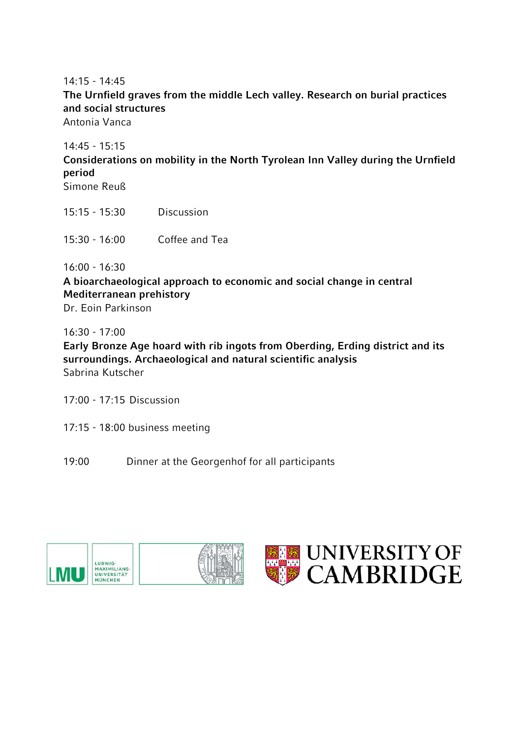14:15 - 14:45

**The Urnfield graves from the middle Lech valley. Research on burial practices and social structures**

Antonia Vanca

14:45 - 15:15

**Considerations on mobility in the North Tyrolean Inn Valley during the Urnfield period**

Simone Reuß

15:15 - 15:30 Discussion

15:30 - 16:00 Coffee and Tea

16:00 - 16:30

**A bioarchaeological approach to economic and social change in central Mediterranean prehistory**

Dr. Eoin Parkinson

16:30 - 17:00

**Early Bronze Age hoard with rib ingots from Oberding, Erding district and its surroundings. Archaeological and natural scientific analysis**

Sabrina Kutscher

17:00 - 17:15 Discussion

17:15 - 18:00 business meeting

19:00 Dinner at the Georgenhof for all participants

LMU LUDWIG-MAXIMILIANS-UNIVERSITÄT MÜNCHEN

UNIVERSITY OF CAMBRIDGE